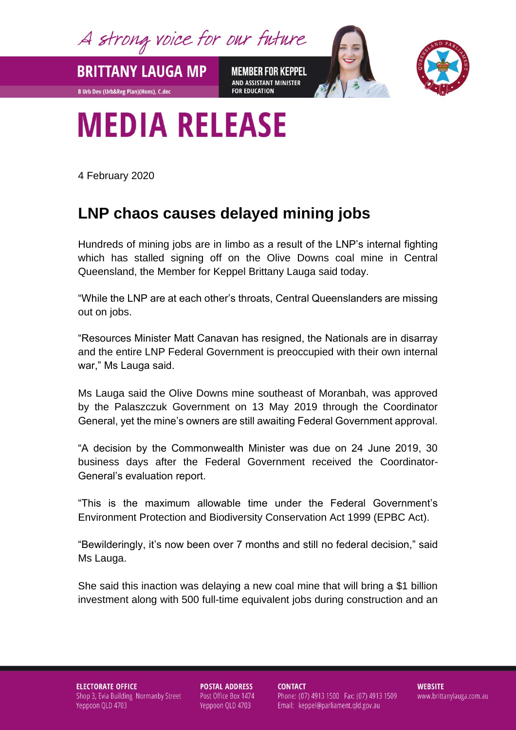A strong voice for our future

**BRITTANY LAUGA MP**

B Urb Dev (Urb&Reg Plan)(Hons), C.dec

**MEMBER FOR KEPPEL**
AND ASSISTANT MINISTER FOR EDUCATION

# MEDIA RELEASE

4 February 2020

## LNP chaos causes delayed mining jobs

Hundreds of mining jobs are in limbo as a result of the LNP's internal fighting which has stalled signing off on the Olive Downs coal mine in Central Queensland, the Member for Keppel Brittany Lauga said today.

"While the LNP are at each other's throats, Central Queenslanders are missing out on jobs.

"Resources Minister Matt Canavan has resigned, the Nationals are in disarray and the entire LNP Federal Government is preoccupied with their own internal war," Ms Lauga said.

Ms Lauga said the Olive Downs mine southeast of Moranbah, was approved by the Palaszczuk Government on 13 May 2019 through the Coordinator General, yet the mine's owners are still awaiting Federal Government approval.

"A decision by the Commonwealth Minister was due on 24 June 2019, 30 business days after the Federal Government received the Coordinator-General's evaluation report.

"This is the maximum allowable time under the Federal Government's Environment Protection and Biodiversity Conservation Act 1999 (EPBC Act).

"Bewilderingly, it's now been over 7 months and still no federal decision," said Ms Lauga.

She said this inaction was delaying a new coal mine that will bring a $1 billion investment along with 500 full-time equivalent jobs during construction and an

**ELECTORATE OFFICE**
Shop 3, Evia Building Normanby Street
Yeppoon QLD 4703

**POSTAL ADDRESS**
Post Office Box 1474
Yeppoon QLD 4703

**CONTACT**
Phone: (07) 4913 1500 Fax: (07) 4913 1509
Email: keppel@parliament.qld.gov.au

**WEBSITE**
www.brittanylauga.com.au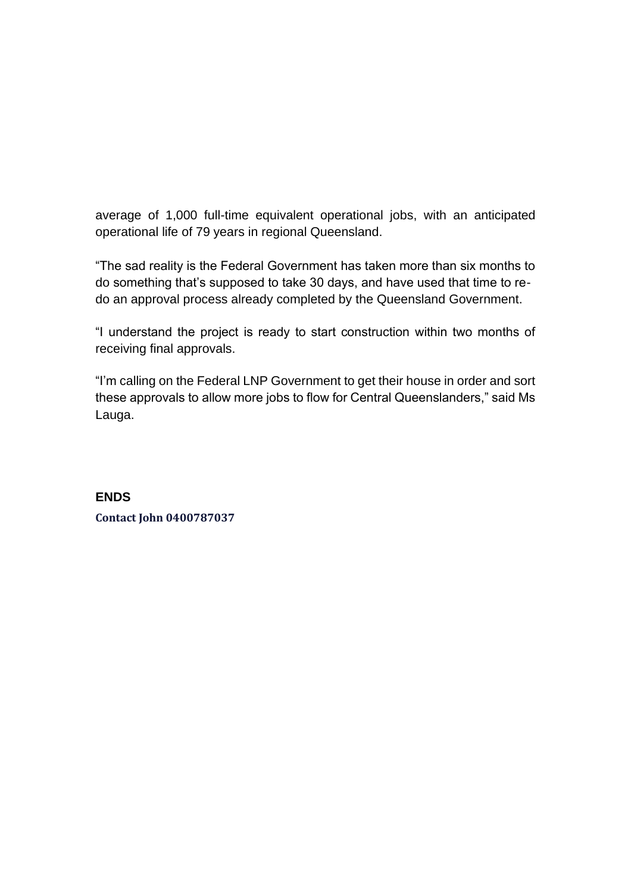average of 1,000 full-time equivalent operational jobs, with an anticipated operational life of 79 years in regional Queensland.

“The sad reality is the Federal Government has taken more than six months to do something that’s supposed to take 30 days, and have used that time to re-do an approval process already completed by the Queensland Government.

“I understand the project is ready to start construction within two months of receiving final approvals.

“I’m calling on the Federal LNP Government to get their house in order and sort these approvals to allow more jobs to flow for Central Queenslanders,” said Ms Lauga.

**ENDS**

**Contact John 0400787037**